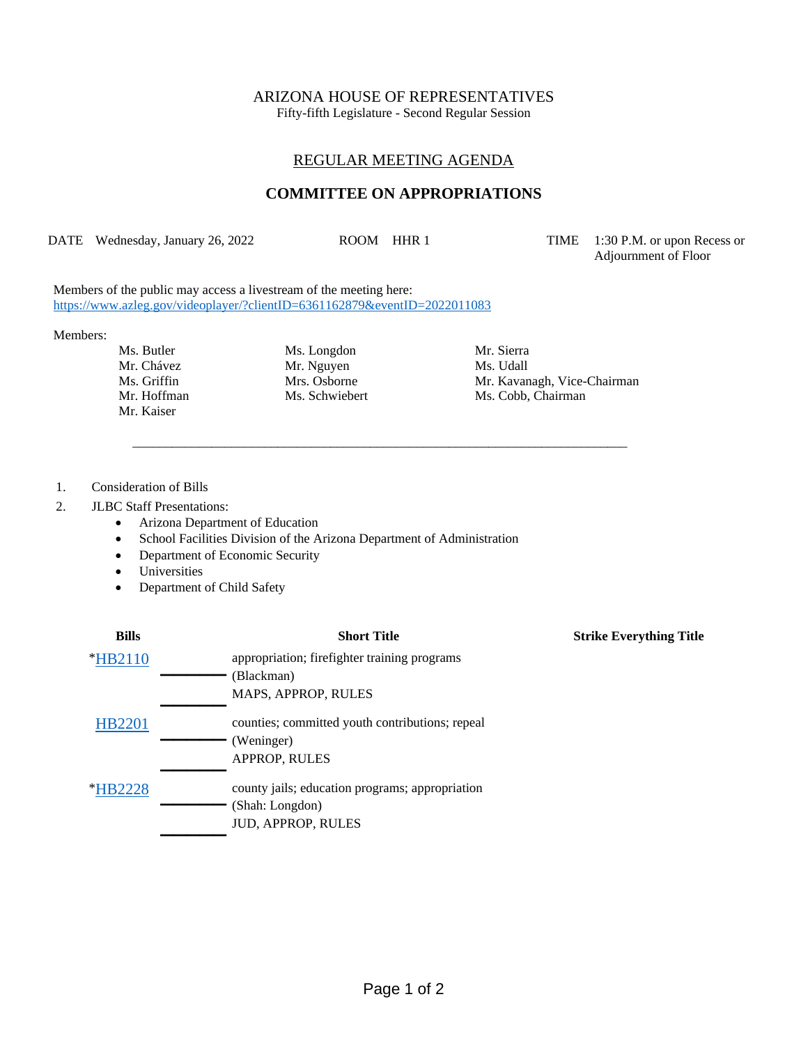# ARIZONA HOUSE OF REPRESENTATIVES

Fifty-fifth Legislature - Second Regular Session

## REGULAR MEETING AGENDA

## COMMITTEE ON APPROPRIATIONS

DATE Wednesday, January 26, 2022 ROOM HHR 1 TIME 1:30 P.M. or upon Recess or Adjournment of Floor

Members of the public may access a livestream of the meeting here:
https://www.azleg.gov/videoplayer/?clientID=6361162879&eventID=2022011083

Members:

| | | |
|---|---|---|
| Ms. Butler | Ms. Longdon | Mr. Sierra |
| Mr. Chávez | Mr. Nguyen | Ms. Udall |
| Ms. Griffin | Mrs. Osborne | Mr. Kavanagh, Vice-Chairman |
| Mr. Hoffman | Ms. Schwiebert | Ms. Cobb, Chairman |
| Mr. Kaiser | | |

---

1. Consideration of Bills
2. JLBC Staff Presentations:
   - Arizona Department of Education
   - School Facilities Division of the Arizona Department of Administration
   - Department of Economic Security
   - Universities
   - Department of Child Safety

| Bills | Short Title | Strike Everything Title |
|---|---|---|
| *HB2110 | appropriation; firefighter training programs (Blackman) MAPS, APPROP, RULES | |
| HB2201 | counties; committed youth contributions; repeal (Weninger) APPROP, RULES | |
| *HB2228 | county jails; education programs; appropriation (Shah: Longdon) JUD, APPROP, RULES | |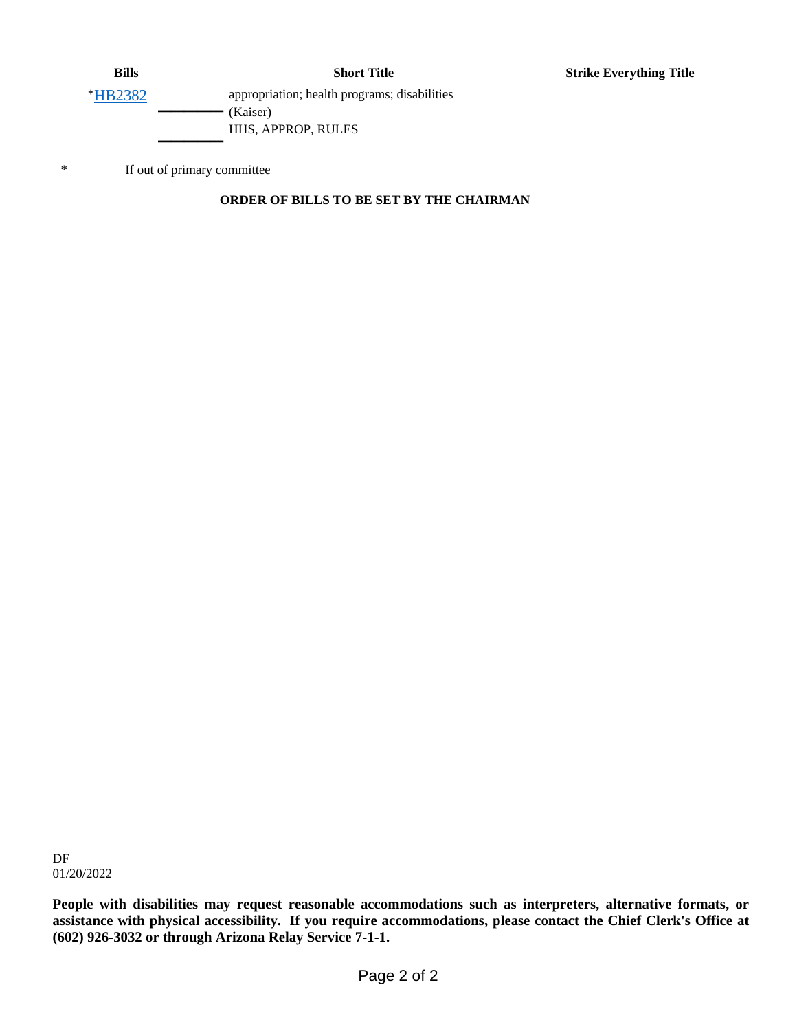| Bills | Short Title | Strike Everything Title |
|---|---|---|
| *HB2382 | appropriation; health programs; disabilities (Kaiser) HHS, APPROP, RULES | |

\* If out of primary committee

**ORDER OF BILLS TO BE SET BY THE CHAIRMAN**

DF
01/20/2022

**People with disabilities may request reasonable accommodations such as interpreters, alternative formats, or assistance with physical accessibility. If you require accommodations, please contact the Chief Clerk's Office at (602) 926-3032 or through Arizona Relay Service 7-1-1.**